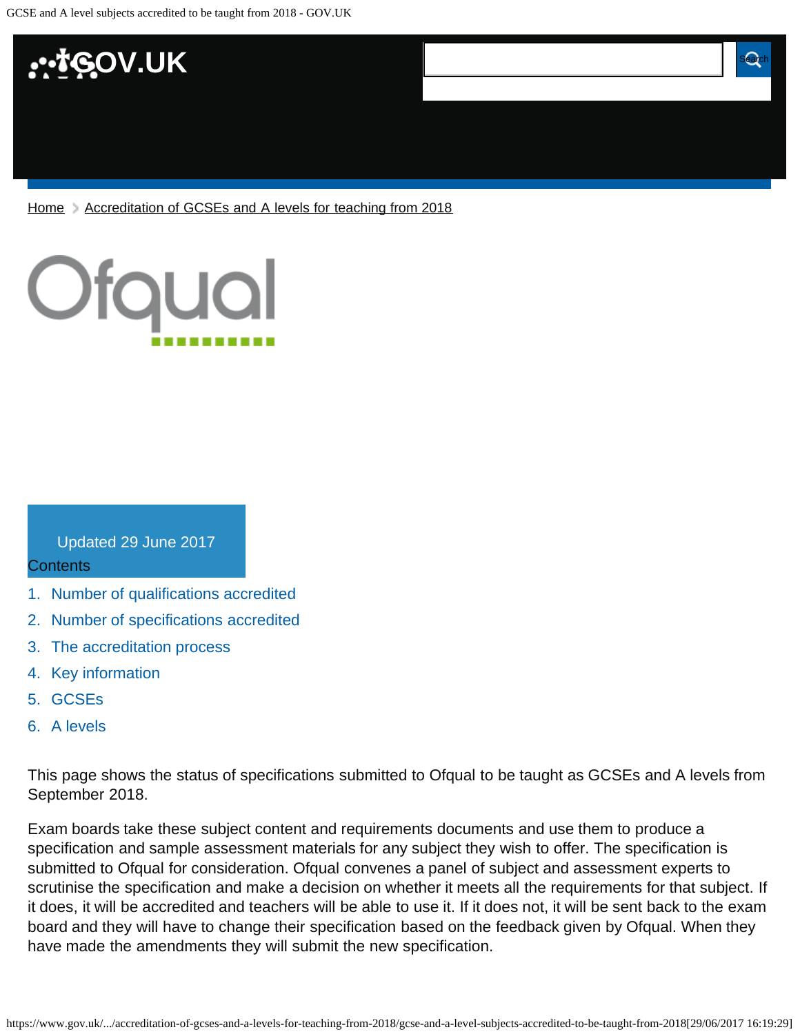Home > Accreditation of GCSEs and A levels for teaching from 2018

Updated 29 June 2017

Contents

1. Number of qualifications accredited
2. Number of specifications accredited
3. The accreditation process
4. Key information
5. GCSEs
6. A levels

This page shows the status of specifications submitted to Ofqual to be taught as GCSEs and A levels from September 2018.

Exam boards take these subject content and requirements documents and use them to produce a specification and sample assessment materials for any subject they wish to offer. The specification is submitted to Ofqual for consideration. Ofqual convenes a panel of subject and assessment experts to scrutinise the specification and make a decision on whether it meets all the requirements for that subject. If it does, it will be accredited and teachers will be able to use it. If it does not, it will be sent back to the exam board and they will have to change their specification based on the feedback given by Ofqual. When they have made the amendments they will submit the new specification.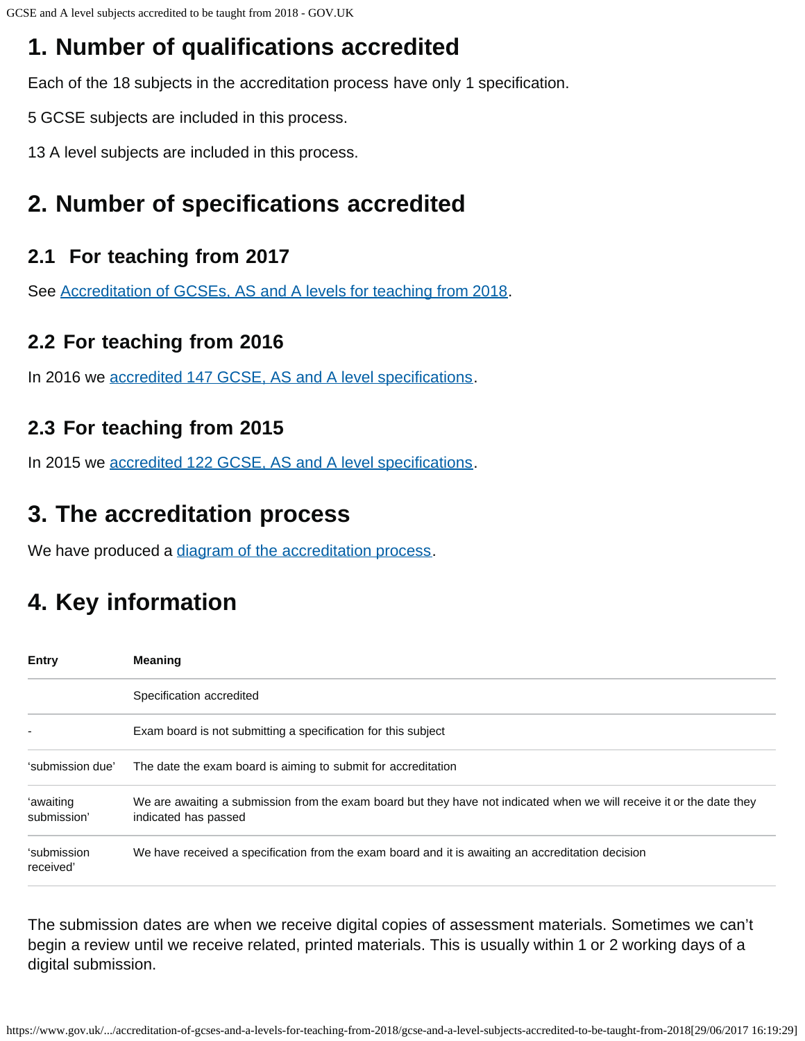## 1. Number of qualifications accredited

Each of the 18 subjects in the accreditation process have only 1 specification.

5 GCSE subjects are included in this process.

13 A level subjects are included in this process.

## 2. Number of specifications accredited

### 2.1 For teaching from 2017

See Accreditation of GCSEs, AS and A levels for teaching from 2018.

### 2.2 For teaching from 2016

In 2016 we accredited 147 GCSE, AS and A level specifications.

### 2.3 For teaching from 2015

In 2015 we accredited 122 GCSE, AS and A level specifications.

## 3. The accreditation process

We have produced a diagram of the accreditation process.

## 4. Key information

| Entry | Meaning |
|---|---|
| | Specification accredited |
| - | Exam board is not submitting a specification for this subject |
| 'submission due' | The date the exam board is aiming to submit for accreditation |
| 'awaiting submission' | We are awaiting a submission from the exam board but they have not indicated when we will receive it or the date they indicated has passed |
| 'submission received' | We have received a specification from the exam board and it is awaiting an accreditation decision |

The submission dates are when we receive digital copies of assessment materials. Sometimes we can't begin a review until we receive related, printed materials. This is usually within 1 or 2 working days of a digital submission.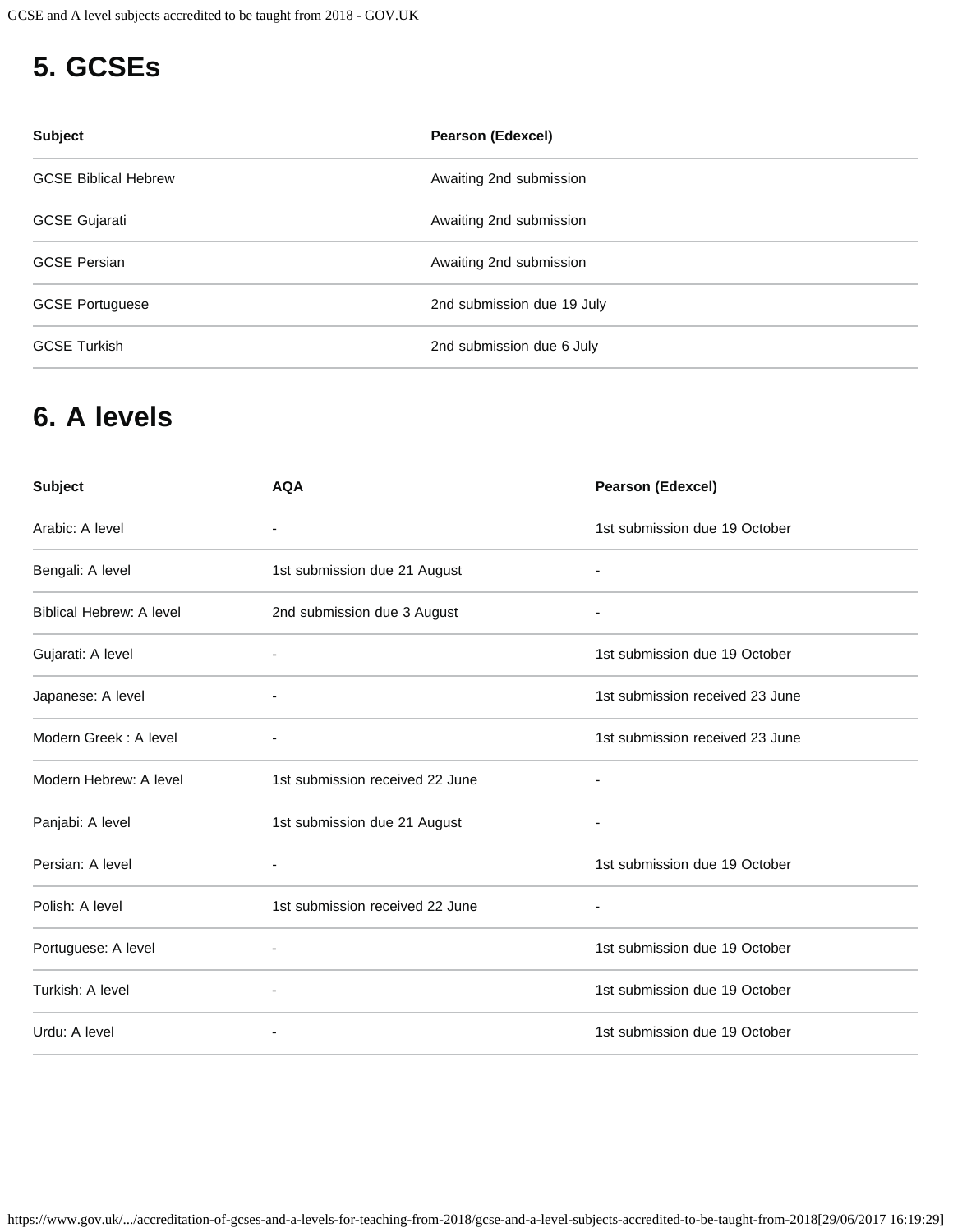## 5. GCSEs

| Subject | Pearson (Edexcel) |
| --- | --- |
| GCSE Biblical Hebrew | Awaiting 2nd submission |
| GCSE Gujarati | Awaiting 2nd submission |
| GCSE Persian | Awaiting 2nd submission |
| GCSE Portuguese | 2nd submission due 19 July |
| GCSE Turkish | 2nd submission due 6 July |

## 6. A levels

| Subject | AQA | Pearson (Edexcel) |
| --- | --- | --- |
| Arabic: A level | - | 1st submission due 19 October |
| Bengali: A level | 1st submission due 21 August | - |
| Biblical Hebrew: A level | 2nd submission due 3 August | - |
| Gujarati: A level | - | 1st submission due 19 October |
| Japanese: A level | - | 1st submission received 23 June |
| Modern Greek : A level | - | 1st submission received 23 June |
| Modern Hebrew: A level | 1st submission received 22 June | - |
| Panjabi: A level | 1st submission due 21 August | - |
| Persian: A level | - | 1st submission due 19 October |
| Polish: A level | 1st submission received 22 June | - |
| Portuguese: A level | - | 1st submission due 19 October |
| Turkish: A level | - | 1st submission due 19 October |
| Urdu: A level | - | 1st submission due 19 October |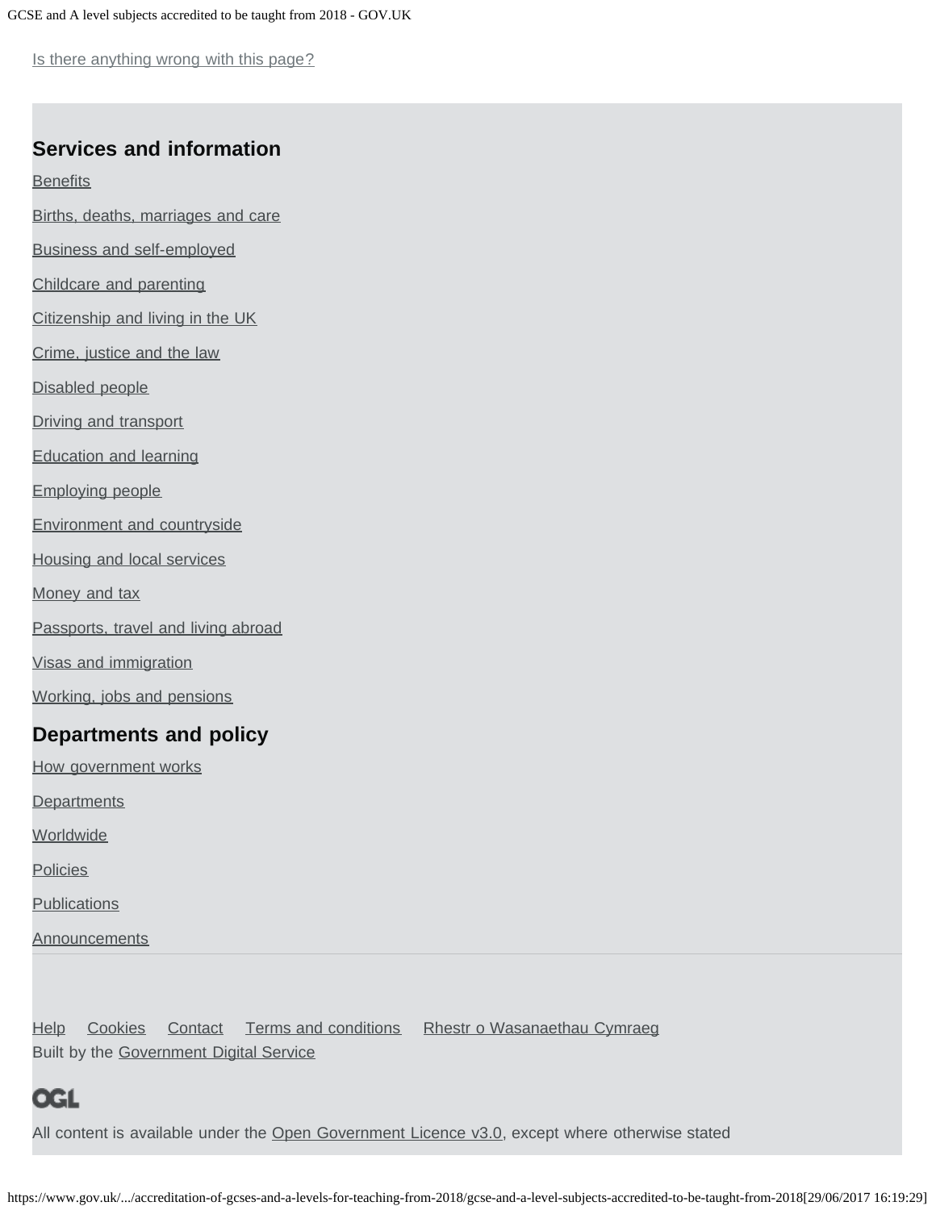Is there anything wrong with this page?

## Services and information

Benefits

Births, deaths, marriages and care

Business and self-employed

Childcare and parenting

Citizenship and living in the UK

Crime, justice and the law

Disabled people

Driving and transport

Education and learning

Employing people

Environment and countryside

Housing and local services

Money and tax

Passports, travel and living abroad

Visas and immigration

Working, jobs and pensions

## Departments and policy

How government works

Departments

Worldwide

Policies

Publications

Announcements

Help Cookies Contact Terms and conditions Rhestr o Wasanaethau Cymraeg

Built by the Government Digital Service

OGL

All content is available under the Open Government Licence v3.0, except where otherwise stated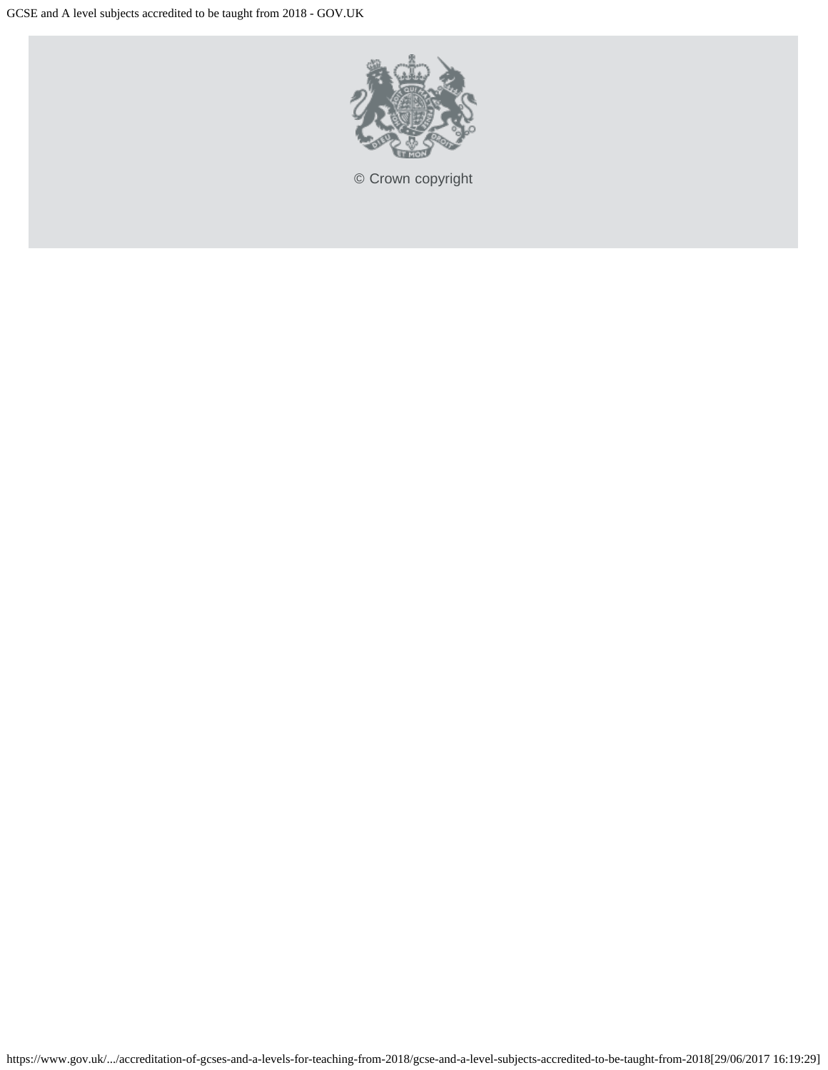© Crown copyright